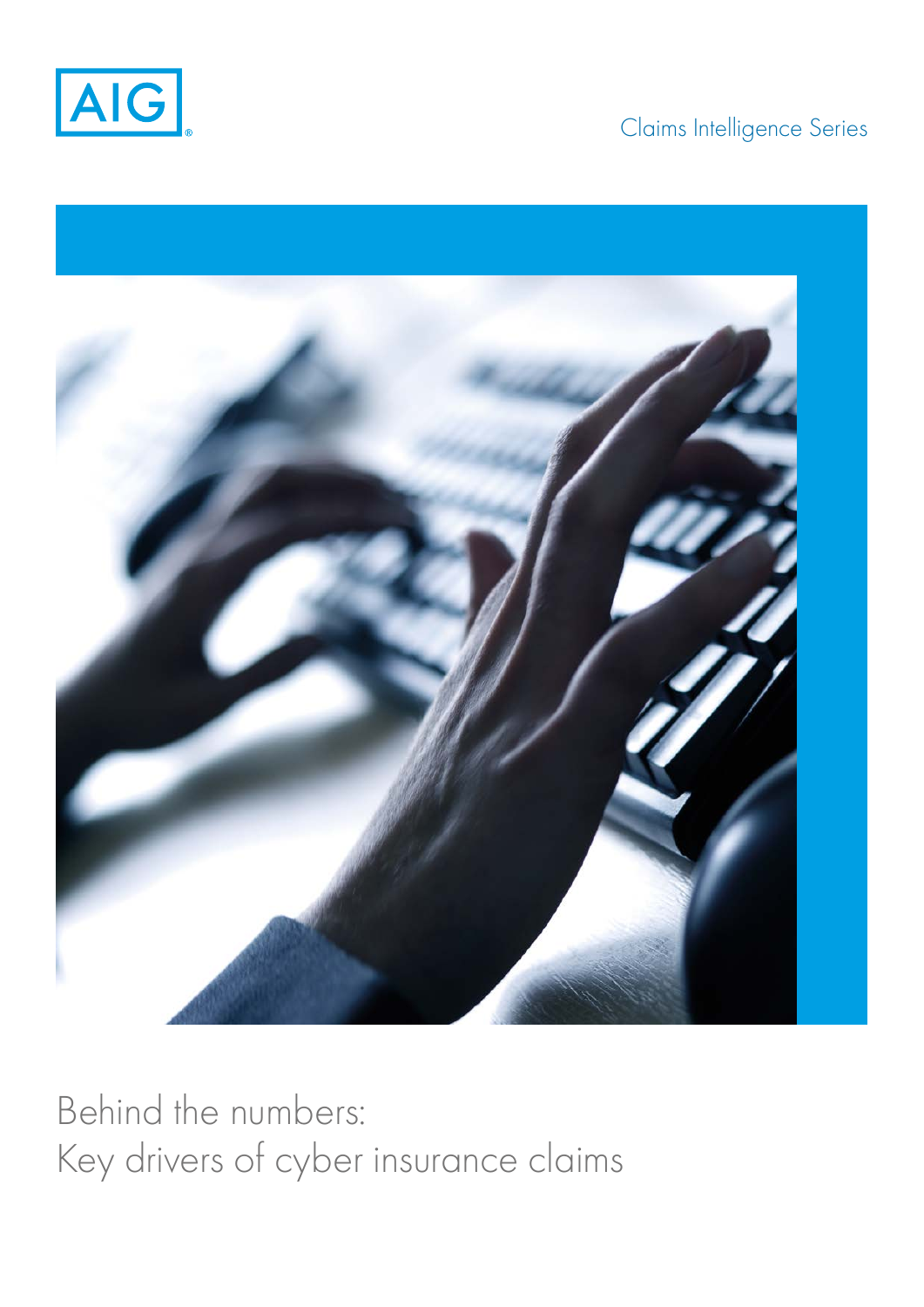AIG

Claims Intelligence Series

# Behind the numbers:
# Key drivers of cyber insurance claims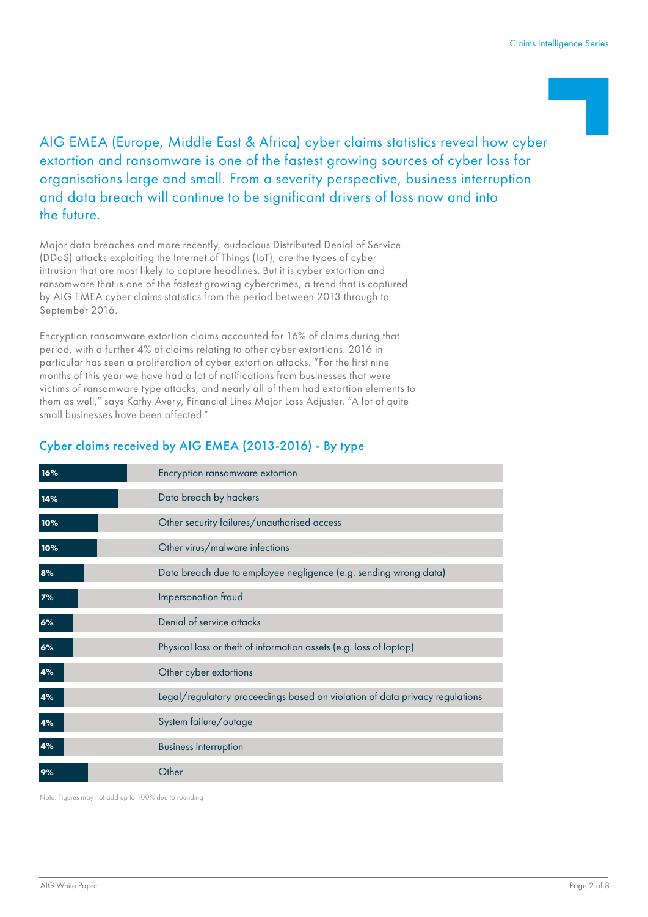AIG EMEA (Europe, Middle East & Africa) cyber claims statistics reveal how cyber extortion and ransomware is one of the fastest growing sources of cyber loss for organisations large and small. From a severity perspective, business interruption and data breach will continue to be significant drivers of loss now and into the future.

Major data breaches and more recently, audacious Distributed Denial of Service (DDoS) attacks exploiting the Internet of Things (IoT), are the types of cyber intrusion that are most likely to capture headlines. But it is cyber extortion and ransomware that is one of the fastest growing cybercrimes, a trend that is captured by AIG EMEA cyber claims statistics from the period between 2013 through to September 2016.

Encryption ransomware extortion claims accounted for 16% of claims during that period, with a further 4% of claims relating to other cyber extortions. 2016 in particular has seen a proliferation of cyber extortion attacks. "For the first nine months of this year we have had a lot of notifications from businesses that were victims of ransomware type attacks, and nearly all of them had extortion elements to them as well," says Kathy Avery, Financial Lines Major Loss Adjuster. "A lot of quite small businesses have been affected."

## Cyber claims received by AIG EMEA (2013-2016) - By type

| % | Type |
|---|---|
| 16% | Encryption ransomware extortion |
| 14% | Data breach by hackers |
| 10% | Other security failures/unauthorised access |
| 10% | Other virus/malware infections |
| 8% | Data breach due to employee negligence (e.g. sending wrong data) |
| 7% | Impersonation fraud |
| 6% | Denial of service attacks |
| 6% | Physical loss or theft of information assets (e.g. loss of laptop) |
| 4% | Other cyber extortions |
| 4% | Legal/regulatory proceedings based on violation of data privacy regulations |
| 4% | System failure/outage |
| 4% | Business interruption |
| 9% | Other |

Note: Figures may not add up to 100% due to rounding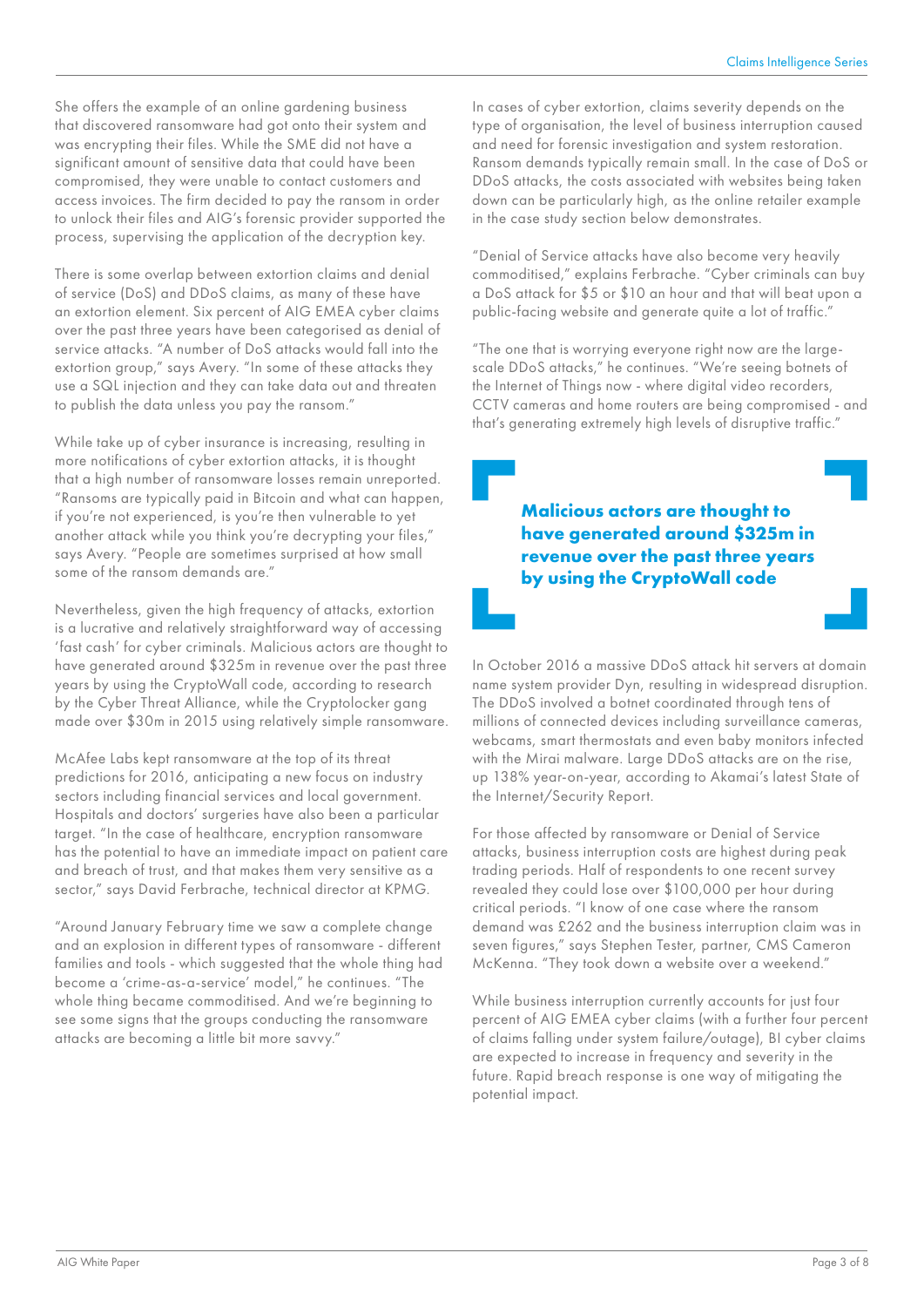She offers the example of an online gardening business that discovered ransomware had got onto their system and was encrypting their files. While the SME did not have a significant amount of sensitive data that could have been compromised, they were unable to contact customers and access invoices. The firm decided to pay the ransom in order to unlock their files and AIG's forensic provider supported the process, supervising the application of the decryption key.

There is some overlap between extortion claims and denial of service (DoS) and DDoS claims, as many of these have an extortion element. Six percent of AIG EMEA cyber claims over the past three years have been categorised as denial of service attacks. "A number of DoS attacks would fall into the extortion group," says Avery. "In some of these attacks they use a SQL injection and they can take data out and threaten to publish the data unless you pay the ransom."

While take up of cyber insurance is increasing, resulting in more notifications of cyber extortion attacks, it is thought that a high number of ransomware losses remain unreported. "Ransoms are typically paid in Bitcoin and what can happen, if you're not experienced, is you're then vulnerable to yet another attack while you think you're decrypting your files," says Avery. "People are sometimes surprised at how small some of the ransom demands are."

Nevertheless, given the high frequency of attacks, extortion is a lucrative and relatively straightforward way of accessing 'fast cash' for cyber criminals. Malicious actors are thought to have generated around $325m in revenue over the past three years by using the CryptoWall code, according to research by the Cyber Threat Alliance, while the Cryptolocker gang made over $30m in 2015 using relatively simple ransomware.

McAfee Labs kept ransomware at the top of its threat predictions for 2016, anticipating a new focus on industry sectors including financial services and local government. Hospitals and doctors' surgeries have also been a particular target. "In the case of healthcare, encryption ransomware has the potential to have an immediate impact on patient care and breach of trust, and that makes them very sensitive as a sector," says David Ferbrache, technical director at KPMG.

"Around January February time we saw a complete change and an explosion in different types of ransomware - different families and tools - which suggested that the whole thing had become a 'crime-as-a-service' model," he continues. "The whole thing became commoditised. And we're beginning to see some signs that the groups conducting the ransomware attacks are becoming a little bit more savvy."

In cases of cyber extortion, claims severity depends on the type of organisation, the level of business interruption caused and need for forensic investigation and system restoration. Ransom demands typically remain small. In the case of DoS or DDoS attacks, the costs associated with websites being taken down can be particularly high, as the online retailer example in the case study section below demonstrates.

"Denial of Service attacks have also become very heavily commoditised," explains Ferbrache. "Cyber criminals can buy a DoS attack for $5 or $10 an hour and that will beat upon a public-facing website and generate quite a lot of traffic."

"The one that is worrying everyone right now are the large-scale DDoS attacks," he continues. "We're seeing botnets of the Internet of Things now - where digital video recorders, CCTV cameras and home routers are being compromised - and that's generating extremely high levels of disruptive traffic."

> **Malicious actors are thought to have generated around $325m in revenue over the past three years by using the CryptoWall code**

In October 2016 a massive DDoS attack hit servers at domain name system provider Dyn, resulting in widespread disruption. The DDoS involved a botnet coordinated through tens of millions of connected devices including surveillance cameras, webcams, smart thermostats and even baby monitors infected with the Mirai malware. Large DDoS attacks are on the rise, up 138% year-on-year, according to Akamai's latest State of the Internet/Security Report.

For those affected by ransomware or Denial of Service attacks, business interruption costs are highest during peak trading periods. Half of respondents to one recent survey revealed they could lose over $100,000 per hour during critical periods. "I know of one case where the ransom demand was £262 and the business interruption claim was in seven figures," says Stephen Tester, partner, CMS Cameron McKenna. "They took down a website over a weekend."

While business interruption currently accounts for just four percent of AIG EMEA cyber claims (with a further four percent of claims falling under system failure/outage), BI cyber claims are expected to increase in frequency and severity in the future. Rapid breach response is one way of mitigating the potential impact.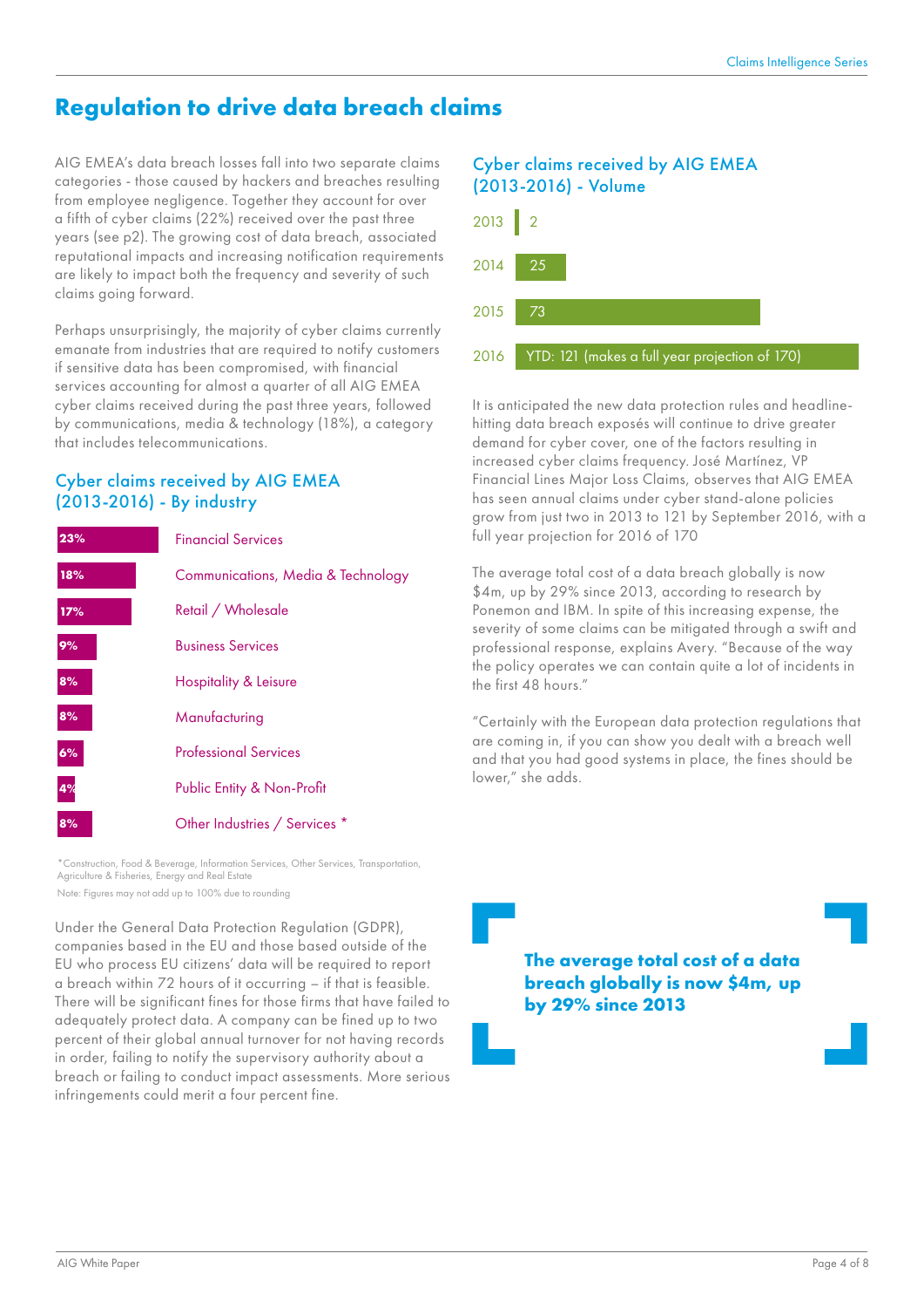# Regulation to drive data breach claims

AIG EMEA's data breach losses fall into two separate claims categories - those caused by hackers and breaches resulting from employee negligence. Together they account for over a fifth of cyber claims (22%) received over the past three years (see p2). The growing cost of data breach, associated reputational impacts and increasing notification requirements are likely to impact both the frequency and severity of such claims going forward.

Perhaps unsurprisingly, the majority of cyber claims currently emanate from industries that are required to notify customers if sensitive data has been compromised, with financial services accounting for almost a quarter of all AIG EMEA cyber claims received during the past three years, followed by communications, media & technology (18%), a category that includes telecommunications.

## Cyber claims received by AIG EMEA (2013-2016) - By industry

| Share | Industry |
|---|---|
| 23% | Financial Services |
| 18% | Communications, Media & Technology |
| 17% | Retail / Wholesale |
| 9% | Business Services |
| 8% | Hospitality & Leisure |
| 8% | Manufacturing |
| 6% | Professional Services |
| 4% | Public Entity & Non-Profit |
| 8% | Other Industries / Services * |

*Construction, Food & Beverage, Information Services, Other Services, Transportation, Agriculture & Fisheries, Energy and Real Estate

Note: Figures may not add up to 100% due to rounding

Under the General Data Protection Regulation (GDPR), companies based in the EU and those based outside of the EU who process EU citizens' data will be required to report a breach within 72 hours of it occurring – if that is feasible. There will be significant fines for those firms that have failed to adequately protect data. A company can be fined up to two percent of their global annual turnover for not having records in order, failing to notify the supervisory authority about a breach or failing to conduct impact assessments. More serious infringements could merit a four percent fine.

## Cyber claims received by AIG EMEA (2013-2016) - Volume

| Year | Claims |
|---|---|
| 2013 | 2 |
| 2014 | 25 |
| 2015 | 73 |
| 2016 | YTD: 121 (makes a full year projection of 170) |

It is anticipated the new data protection rules and headline-hitting data breach exposés will continue to drive greater demand for cyber cover, one of the factors resulting in increased cyber claims frequency. José Martínez, VP Financial Lines Major Loss Claims, observes that AIG EMEA has seen annual claims under cyber stand-alone policies grow from just two in 2013 to 121 by September 2016, with a full year projection for 2016 of 170

The average total cost of a data breach globally is now $4m, up by 29% since 2013, according to research by Ponemon and IBM. In spite of this increasing expense, the severity of some claims can be mitigated through a swift and professional response, explains Avery. "Because of the way the policy operates we can contain quite a lot of incidents in the first 48 hours."

"Certainly with the European data protection regulations that are coming in, if you can show you dealt with a breach well and that you had good systems in place, the fines should be lower," she adds.

**The average total cost of a data breach globally is now $4m, up by 29% since 2013**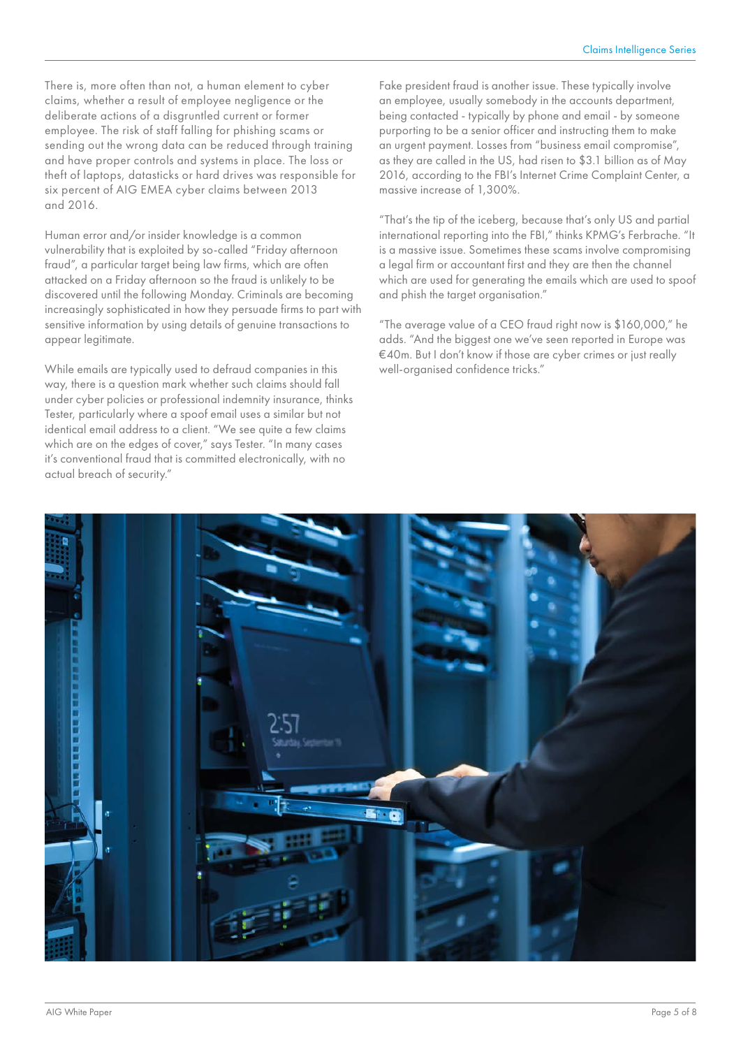There is, more often than not, a human element to cyber claims, whether a result of employee negligence or the deliberate actions of a disgruntled current or former employee. The risk of staff falling for phishing scams or sending out the wrong data can be reduced through training and have proper controls and systems in place. The loss or theft of laptops, datasticks or hard drives was responsible for six percent of AIG EMEA cyber claims between 2013 and 2016.

Human error and/or insider knowledge is a common vulnerability that is exploited by so-called "Friday afternoon fraud", a particular target being law firms, which are often attacked on a Friday afternoon so the fraud is unlikely to be discovered until the following Monday. Criminals are becoming increasingly sophisticated in how they persuade firms to part with sensitive information by using details of genuine transactions to appear legitimate.

While emails are typically used to defraud companies in this way, there is a question mark whether such claims should fall under cyber policies or professional indemnity insurance, thinks Tester, particularly where a spoof email uses a similar but not identical email address to a client. "We see quite a few claims which are on the edges of cover," says Tester. "In many cases it's conventional fraud that is committed electronically, with no actual breach of security."

Fake president fraud is another issue. These typically involve an employee, usually somebody in the accounts department, being contacted - typically by phone and email - by someone purporting to be a senior officer and instructing them to make an urgent payment. Losses from "business email compromise", as they are called in the US, had risen to $3.1 billion as of May 2016, according to the FBI's Internet Crime Complaint Center, a massive increase of 1,300%.

"That's the tip of the iceberg, because that's only US and partial international reporting into the FBI," thinks KPMG's Ferbrache. "It is a massive issue. Sometimes these scams involve compromising a legal firm or accountant first and they are then the channel which are used for generating the emails which are used to spoof and phish the target organisation."

"The average value of a CEO fraud right now is $160,000," he adds. "And the biggest one we've seen reported in Europe was €40m. But I don't know if those are cyber crimes or just really well-organised confidence tricks."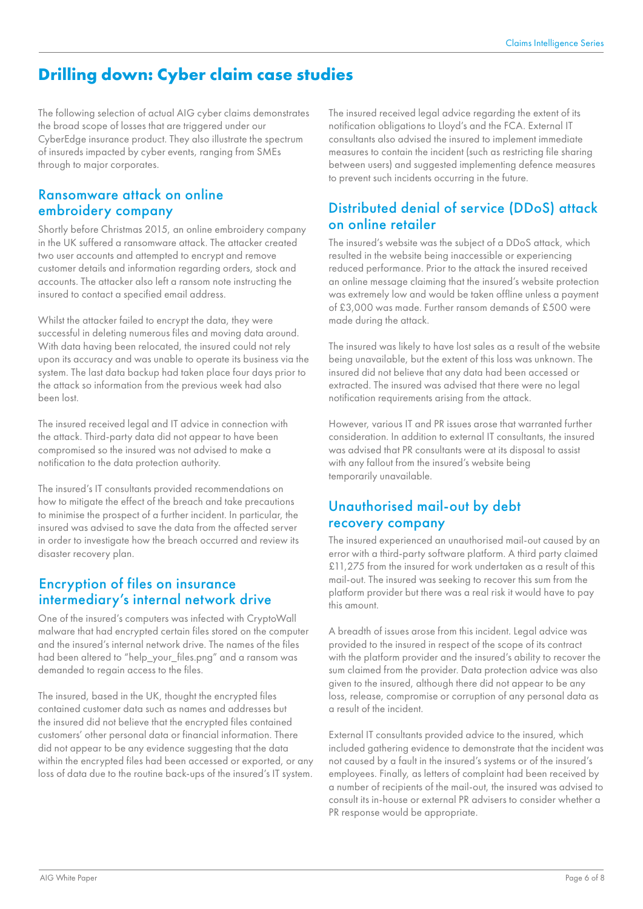# Drilling down: Cyber claim case studies

The following selection of actual AIG cyber claims demonstrates the broad scope of losses that are triggered under our CyberEdge insurance product. They also illustrate the spectrum of insureds impacted by cyber events, ranging from SMEs through to major corporates.

## Ransomware attack on online embroidery company

Shortly before Christmas 2015, an online embroidery company in the UK suffered a ransomware attack. The attacker created two user accounts and attempted to encrypt and remove customer details and information regarding orders, stock and accounts. The attacker also left a ransom note instructing the insured to contact a specified email address.

Whilst the attacker failed to encrypt the data, they were successful in deleting numerous files and moving data around. With data having been relocated, the insured could not rely upon its accuracy and was unable to operate its business via the system. The last data backup had taken place four days prior to the attack so information from the previous week had also been lost.

The insured received legal and IT advice in connection with the attack. Third-party data did not appear to have been compromised so the insured was not advised to make a notification to the data protection authority.

The insured's IT consultants provided recommendations on how to mitigate the effect of the breach and take precautions to minimise the prospect of a further incident. In particular, the insured was advised to save the data from the affected server in order to investigate how the breach occurred and review its disaster recovery plan.

## Encryption of files on insurance intermediary's internal network drive

One of the insured's computers was infected with CryptoWall malware that had encrypted certain files stored on the computer and the insured's internal network drive. The names of the files had been altered to "help_your_files.png" and a ransom was demanded to regain access to the files.

The insured, based in the UK, thought the encrypted files contained customer data such as names and addresses but the insured did not believe that the encrypted files contained customers' other personal data or financial information. There did not appear to be any evidence suggesting that the data within the encrypted files had been accessed or exported, or any loss of data due to the routine back-ups of the insured's IT system.

The insured received legal advice regarding the extent of its notification obligations to Lloyd's and the FCA. External IT consultants also advised the insured to implement immediate measures to contain the incident (such as restricting file sharing between users) and suggested implementing defence measures to prevent such incidents occurring in the future.

## Distributed denial of service (DDoS) attack on online retailer

The insured's website was the subject of a DDoS attack, which resulted in the website being inaccessible or experiencing reduced performance. Prior to the attack the insured received an online message claiming that the insured's website protection was extremely low and would be taken offline unless a payment of £3,000 was made. Further ransom demands of £500 were made during the attack.

The insured was likely to have lost sales as a result of the website being unavailable, but the extent of this loss was unknown. The insured did not believe that any data had been accessed or extracted. The insured was advised that there were no legal notification requirements arising from the attack.

However, various IT and PR issues arose that warranted further consideration. In addition to external IT consultants, the insured was advised that PR consultants were at its disposal to assist with any fallout from the insured's website being temporarily unavailable.

## Unauthorised mail-out by debt recovery company

The insured experienced an unauthorised mail-out caused by an error with a third-party software platform. A third party claimed £11,275 from the insured for work undertaken as a result of this mail-out. The insured was seeking to recover this sum from the platform provider but there was a real risk it would have to pay this amount.

A breadth of issues arose from this incident. Legal advice was provided to the insured in respect of the scope of its contract with the platform provider and the insured's ability to recover the sum claimed from the provider. Data protection advice was also given to the insured, although there did not appear to be any loss, release, compromise or corruption of any personal data as a result of the incident.

External IT consultants provided advice to the insured, which included gathering evidence to demonstrate that the incident was not caused by a fault in the insured's systems or of the insured's employees. Finally, as letters of complaint had been received by a number of recipients of the mail-out, the insured was advised to consult its in-house or external PR advisers to consider whether a PR response would be appropriate.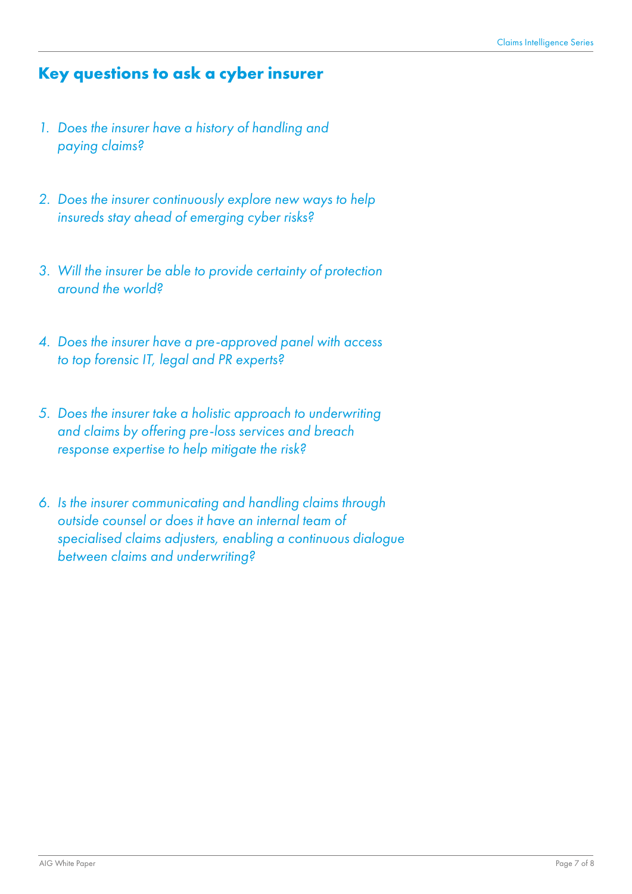## Key questions to ask a cyber insurer

1. *Does the insurer have a history of handling and paying claims?*

2. *Does the insurer continuously explore new ways to help insureds stay ahead of emerging cyber risks?*

3. *Will the insurer be able to provide certainty of protection around the world?*

4. *Does the insurer have a pre-approved panel with access to top forensic IT, legal and PR experts?*

5. *Does the insurer take a holistic approach to underwriting and claims by offering pre-loss services and breach response expertise to help mitigate the risk?*

6. *Is the insurer communicating and handling claims through outside counsel or does it have an internal team of specialised claims adjusters, enabling a continuous dialogue between claims and underwriting?*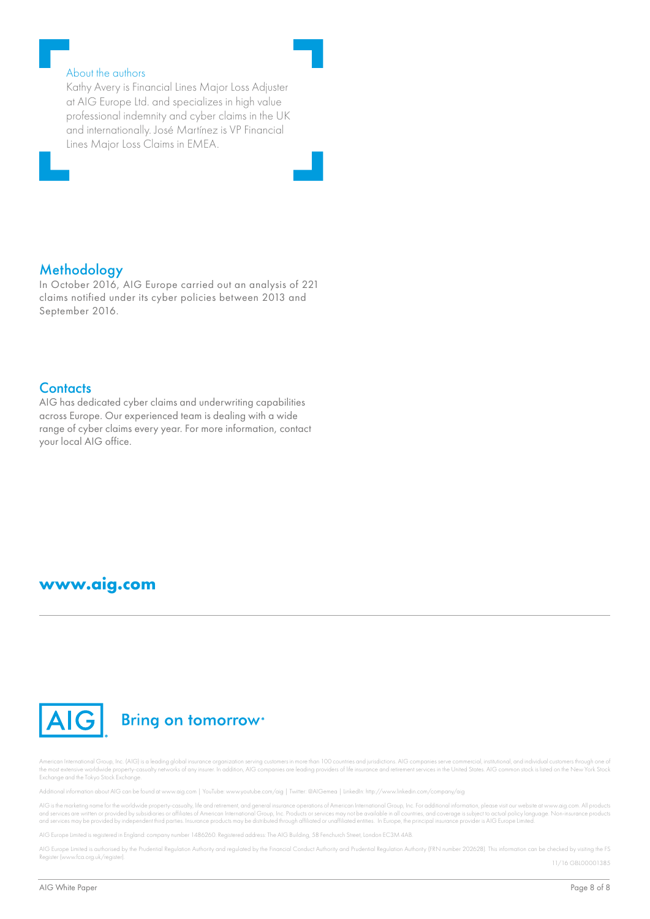### About the authors

Kathy Avery is Financial Lines Major Loss Adjuster at AIG Europe Ltd. and specializes in high value professional indemnity and cyber claims in the UK and internationally. José Martínez is VP Financial Lines Major Loss Claims in EMEA.

## Methodology

In October 2016, AIG Europe carried out an analysis of 221 claims notified under its cyber policies between 2013 and September 2016.

## Contacts

AIG has dedicated cyber claims and underwriting capabilities across Europe. Our experienced team is dealing with a wide range of cyber claims every year. For more information, contact your local AIG office.

**www.aig.com**

AIG Bring on tomorrow®

American International Group, Inc. (AIG) is a leading global insurance organization serving customers in more than 100 countries and jurisdictions. AIG companies serve commercial, institutional, and individual customers through one of the most extensive worldwide property-casualty networks of any insurer. In addition, AIG companies are leading providers of life insurance and retirement services in the United States. AIG common stock is listed on the New York Stock Exchange and the Tokyo Stock Exchange.

Additional information about AIG can be found at www.aig.com | YouTube: www.youtube.com/aig | Twitter: @AIGemea | LinkedIn: http://www.linkedin.com/company/aig

AIG is the marketing name for the worldwide property-casualty, life and retirement, and general insurance operations of American International Group, Inc. For additional information, please visit our website at www.aig.com. All products and services are written or provided by subsidiaries or affiliates of American International Group, Inc. Products or services may not be available in all countries, and coverage is subject to actual policy language. Non-insurance products and services may be provided by independent third parties. Insurance products may be distributed through affiliated or unaffiliated entities. In Europe, the principal insurance provider is AIG Europe Limited.

AIG Europe Limited is registered in England: company number 1486260. Registered address: The AIG Building, 58 Fenchurch Street, London EC3M 4AB.

AIG Europe Limited is authorised by the Prudential Regulation Authority and regulated by the Financial Conduct Authority and Prudential Regulation Authority (FRN number 202628). This information can be checked by visiting the FS Register (www.fca.org.uk/register).

11/16 GBL00001385